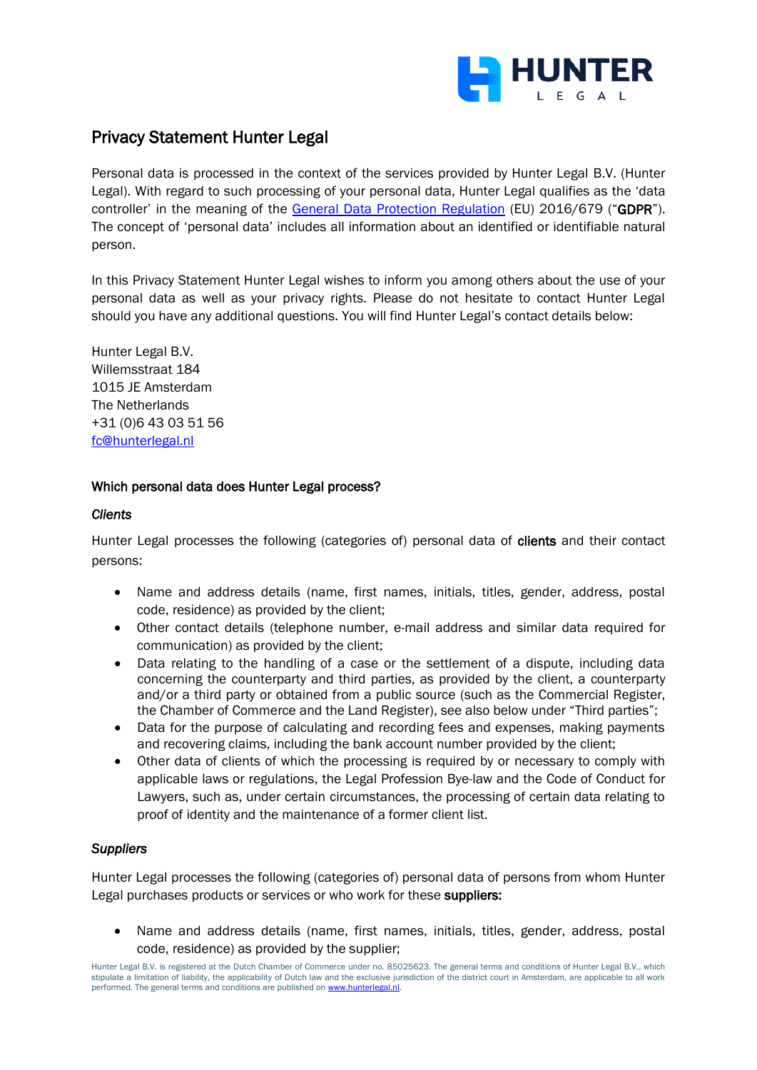# Privacy Statement Hunter Legal

Personal data is processed in the context of the services provided by Hunter Legal B.V. (Hunter Legal). With regard to such processing of your personal data, Hunter Legal qualifies as the 'data controller' in the meaning of the General Data Protection Regulation (EU) 2016/679 ("**GDPR**"). The concept of 'personal data' includes all information about an identified or identifiable natural person.

In this Privacy Statement Hunter Legal wishes to inform you among others about the use of your personal data as well as your privacy rights. Please do not hesitate to contact Hunter Legal should you have any additional questions. You will find Hunter Legal's contact details below:

Hunter Legal B.V.
Willemsstraat 184
1015 JE Amsterdam
The Netherlands
+31 (0)6 43 03 51 56
fc@hunterlegal.nl

## Which personal data does Hunter Legal process?

### *Clients*

Hunter Legal processes the following (categories of) personal data of **clients** and their contact persons:

- Name and address details (name, first names, initials, titles, gender, address, postal code, residence) as provided by the client;
- Other contact details (telephone number, e-mail address and similar data required for communication) as provided by the client;
- Data relating to the handling of a case or the settlement of a dispute, including data concerning the counterparty and third parties, as provided by the client, a counterparty and/or a third party or obtained from a public source (such as the Commercial Register, the Chamber of Commerce and the Land Register), see also below under "Third parties";
- Data for the purpose of calculating and recording fees and expenses, making payments and recovering claims, including the bank account number provided by the client;
- Other data of clients of which the processing is required by or necessary to comply with applicable laws or regulations, the Legal Profession Bye-law and the Code of Conduct for Lawyers, such as, under certain circumstances, the processing of certain data relating to proof of identity and the maintenance of a former client list.

### *Suppliers*

Hunter Legal processes the following (categories of) personal data of persons from whom Hunter Legal purchases products or services or who work for these **suppliers:**

- Name and address details (name, first names, initials, titles, gender, address, postal code, residence) as provided by the supplier;

Hunter Legal B.V. is registered at the Dutch Chamber of Commerce under no. 85025623. The general terms and conditions of Hunter Legal B.V., which stipulate a limitation of liability, the applicability of Dutch law and the exclusive jurisdiction of the district court in Amsterdam, are applicable to all work performed. The general terms and conditions are published on www.hunterlegal.nl.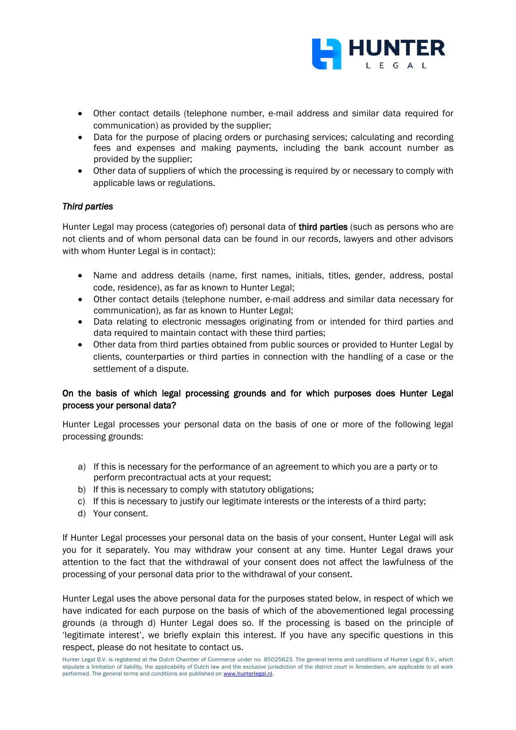- Other contact details (telephone number, e-mail address and similar data required for communication) as provided by the supplier;
- Data for the purpose of placing orders or purchasing services; calculating and recording fees and expenses and making payments, including the bank account number as provided by the supplier;
- Other data of suppliers of which the processing is required by or necessary to comply with applicable laws or regulations.

*Third parties*

Hunter Legal may process (categories of) personal data of **third parties** (such as persons who are not clients and of whom personal data can be found in our records, lawyers and other advisors with whom Hunter Legal is in contact):

- Name and address details (name, first names, initials, titles, gender, address, postal code, residence), as far as known to Hunter Legal;
- Other contact details (telephone number, e-mail address and similar data necessary for communication), as far as known to Hunter Legal;
- Data relating to electronic messages originating from or intended for third parties and data required to maintain contact with these third parties;
- Other data from third parties obtained from public sources or provided to Hunter Legal by clients, counterparties or third parties in connection with the handling of a case or the settlement of a dispute.

**On the basis of which legal processing grounds and for which purposes does Hunter Legal process your personal data?**

Hunter Legal processes your personal data on the basis of one or more of the following legal processing grounds:

a) If this is necessary for the performance of an agreement to which you are a party or to perform precontractual acts at your request;
b) If this is necessary to comply with statutory obligations;
c) If this is necessary to justify our legitimate interests or the interests of a third party;
d) Your consent.

If Hunter Legal processes your personal data on the basis of your consent, Hunter Legal will ask you for it separately. You may withdraw your consent at any time. Hunter Legal draws your attention to the fact that the withdrawal of your consent does not affect the lawfulness of the processing of your personal data prior to the withdrawal of your consent.

Hunter Legal uses the above personal data for the purposes stated below, in respect of which we have indicated for each purpose on the basis of which of the abovementioned legal processing grounds (a through d) Hunter Legal does so. If the processing is based on the principle of 'legitimate interest', we briefly explain this interest. If you have any specific questions in this respect, please do not hesitate to contact us.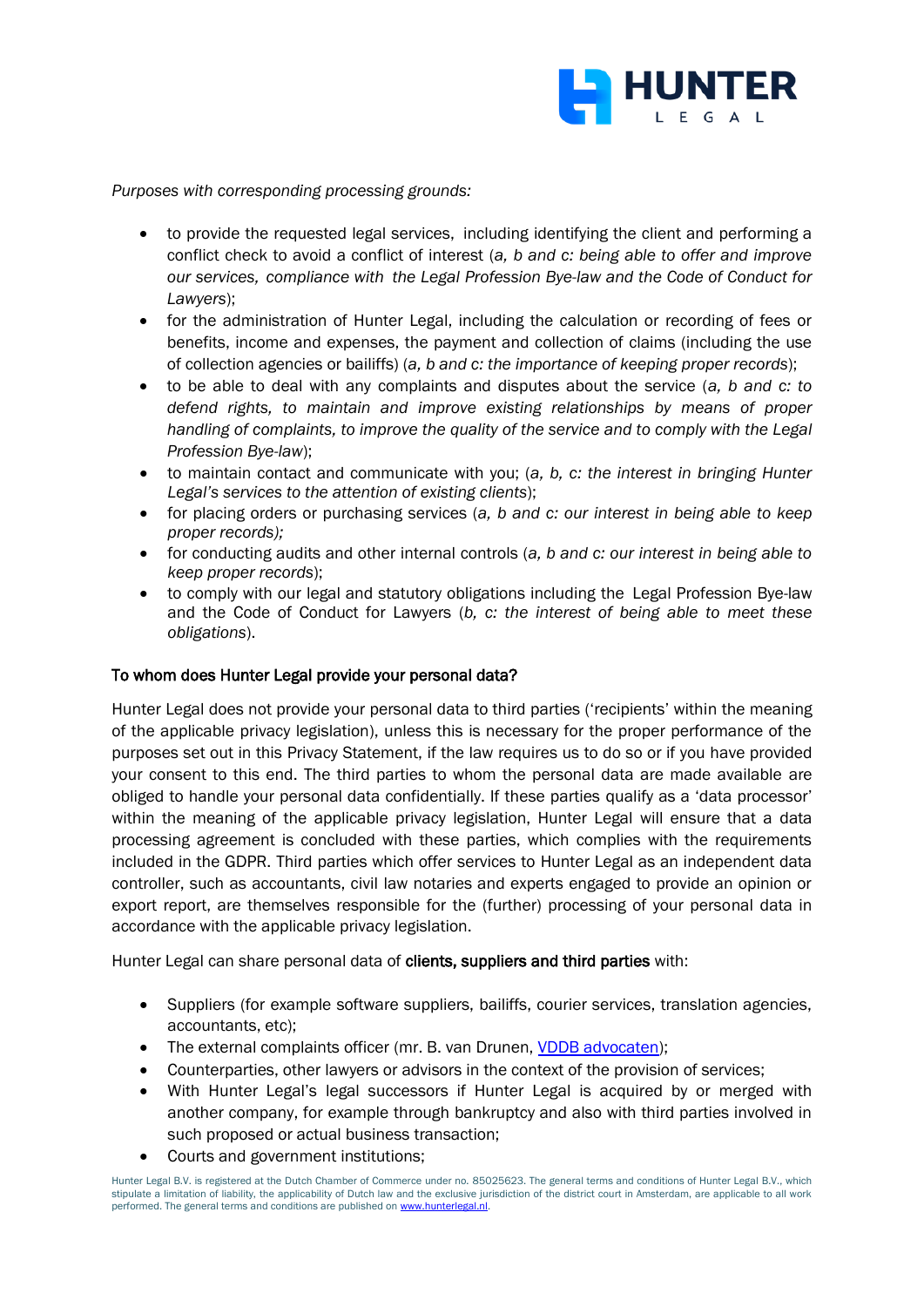*Purposes with corresponding processing grounds:*

- to provide the requested legal services, including identifying the client and performing a conflict check to avoid a conflict of interest (*a, b and c: being able to offer and improve our services, compliance with the Legal Profession Bye-law and the Code of Conduct for Lawyers*);
- for the administration of Hunter Legal, including the calculation or recording of fees or benefits, income and expenses, the payment and collection of claims (including the use of collection agencies or bailiffs) (*a, b and c: the importance of keeping proper records*);
- to be able to deal with any complaints and disputes about the service (*a, b and c: to defend rights, to maintain and improve existing relationships by means of proper handling of complaints, to improve the quality of the service and to comply with the Legal Profession Bye-law*);
- to maintain contact and communicate with you; (*a, b, c: the interest in bringing Hunter Legal's services to the attention of existing clients*);
- for placing orders or purchasing services (*a, b and c: our interest in being able to keep proper records);*
- for conducting audits and other internal controls (*a, b and c: our interest in being able to keep proper records*);
- to comply with our legal and statutory obligations including the Legal Profession Bye-law and the Code of Conduct for Lawyers (*b, c: the interest of being able to meet these obligations*).

#### To whom does Hunter Legal provide your personal data?

Hunter Legal does not provide your personal data to third parties ('recipients' within the meaning of the applicable privacy legislation), unless this is necessary for the proper performance of the purposes set out in this Privacy Statement, if the law requires us to do so or if you have provided your consent to this end. The third parties to whom the personal data are made available are obliged to handle your personal data confidentially. If these parties qualify as a 'data processor' within the meaning of the applicable privacy legislation, Hunter Legal will ensure that a data processing agreement is concluded with these parties, which complies with the requirements included in the GDPR. Third parties which offer services to Hunter Legal as an independent data controller, such as accountants, civil law notaries and experts engaged to provide an opinion or export report, are themselves responsible for the (further) processing of your personal data in accordance with the applicable privacy legislation.

Hunter Legal can share personal data of **clients, suppliers and third parties** with:

- Suppliers (for example software suppliers, bailiffs, courier services, translation agencies, accountants, etc);
- The external complaints officer (mr. B. van Drunen, VDDB advocaten);
- Counterparties, other lawyers or advisors in the context of the provision of services;
- With Hunter Legal's legal successors if Hunter Legal is acquired by or merged with another company, for example through bankruptcy and also with third parties involved in such proposed or actual business transaction;
- Courts and government institutions;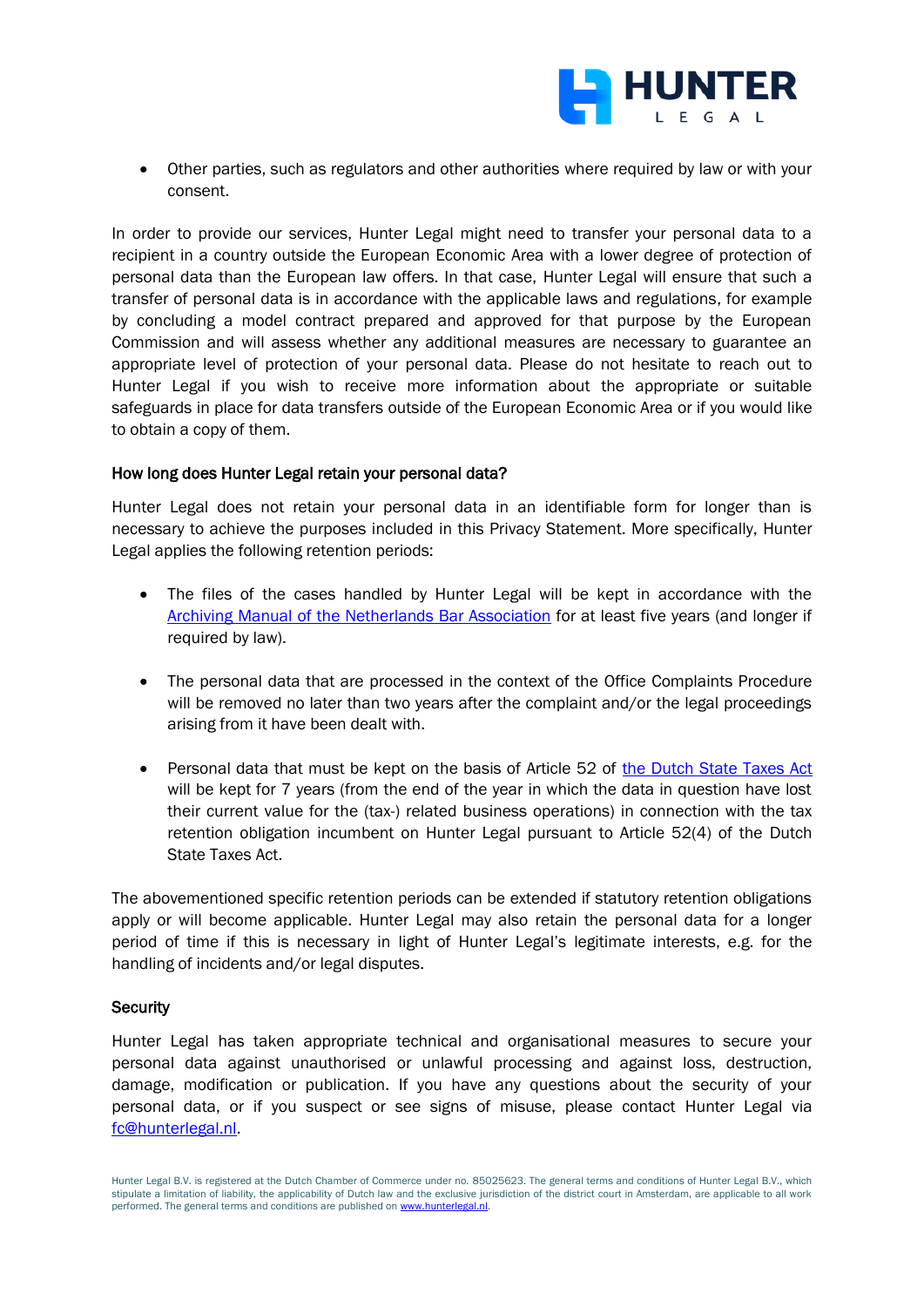- Other parties, such as regulators and other authorities where required by law or with your consent.

In order to provide our services, Hunter Legal might need to transfer your personal data to a recipient in a country outside the European Economic Area with a lower degree of protection of personal data than the European law offers. In that case, Hunter Legal will ensure that such a transfer of personal data is in accordance with the applicable laws and regulations, for example by concluding a model contract prepared and approved for that purpose by the European Commission and will assess whether any additional measures are necessary to guarantee an appropriate level of protection of your personal data. Please do not hesitate to reach out to Hunter Legal if you wish to receive more information about the appropriate or suitable safeguards in place for data transfers outside of the European Economic Area or if you would like to obtain a copy of them.

## How long does Hunter Legal retain your personal data?

Hunter Legal does not retain your personal data in an identifiable form for longer than is necessary to achieve the purposes included in this Privacy Statement. More specifically, Hunter Legal applies the following retention periods:

- The files of the cases handled by Hunter Legal will be kept in accordance with the Archiving Manual of the Netherlands Bar Association for at least five years (and longer if required by law).

- The personal data that are processed in the context of the Office Complaints Procedure will be removed no later than two years after the complaint and/or the legal proceedings arising from it have been dealt with.

- Personal data that must be kept on the basis of Article 52 of the Dutch State Taxes Act will be kept for 7 years (from the end of the year in which the data in question have lost their current value for the (tax-) related business operations) in connection with the tax retention obligation incumbent on Hunter Legal pursuant to Article 52(4) of the Dutch State Taxes Act.

The abovementioned specific retention periods can be extended if statutory retention obligations apply or will become applicable. Hunter Legal may also retain the personal data for a longer period of time if this is necessary in light of Hunter Legal's legitimate interests, e.g. for the handling of incidents and/or legal disputes.

## Security

Hunter Legal has taken appropriate technical and organisational measures to secure your personal data against unauthorised or unlawful processing and against loss, destruction, damage, modification or publication. If you have any questions about the security of your personal data, or if you suspect or see signs of misuse, please contact Hunter Legal via fc@hunterlegal.nl.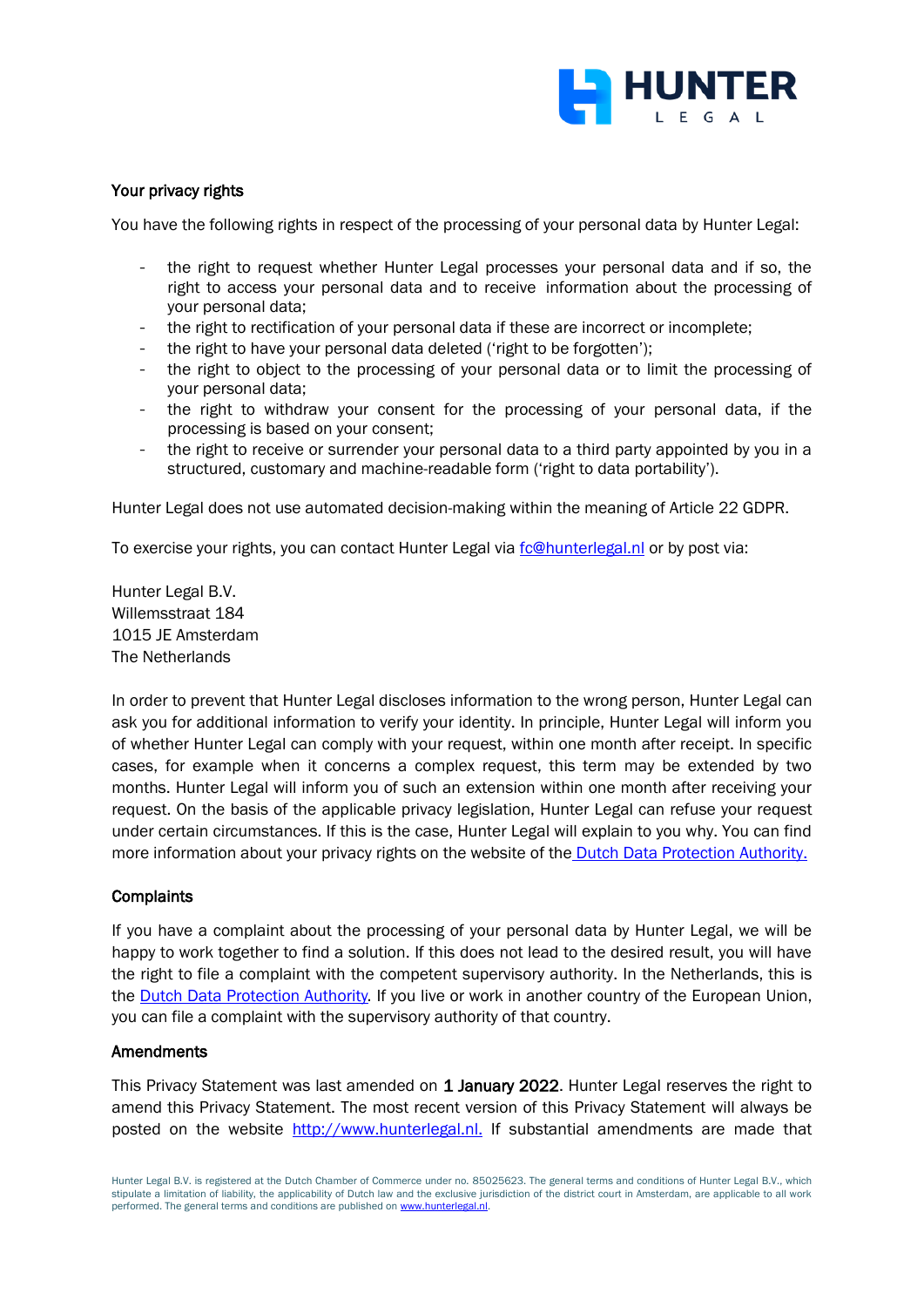### Your privacy rights

You have the following rights in respect of the processing of your personal data by Hunter Legal:

- the right to request whether Hunter Legal processes your personal data and if so, the right to access your personal data and to receive information about the processing of your personal data;
- the right to rectification of your personal data if these are incorrect or incomplete;
- the right to have your personal data deleted ('right to be forgotten');
- the right to object to the processing of your personal data or to limit the processing of your personal data;
- the right to withdraw your consent for the processing of your personal data, if the processing is based on your consent;
- the right to receive or surrender your personal data to a third party appointed by you in a structured, customary and machine-readable form ('right to data portability').

Hunter Legal does not use automated decision-making within the meaning of Article 22 GDPR.

To exercise your rights, you can contact Hunter Legal via fc@hunterlegal.nl or by post via:

Hunter Legal B.V.  
Willemsstraat 184  
1015 JE Amsterdam  
The Netherlands

In order to prevent that Hunter Legal discloses information to the wrong person, Hunter Legal can ask you for additional information to verify your identity. In principle, Hunter Legal will inform you of whether Hunter Legal can comply with your request, within one month after receipt. In specific cases, for example when it concerns a complex request, this term may be extended by two months. Hunter Legal will inform you of such an extension within one month after receiving your request. On the basis of the applicable privacy legislation, Hunter Legal can refuse your request under certain circumstances. If this is the case, Hunter Legal will explain to you why. You can find more information about your privacy rights on the website of the Dutch Data Protection Authority.

### Complaints

If you have a complaint about the processing of your personal data by Hunter Legal, we will be happy to work together to find a solution. If this does not lead to the desired result, you will have the right to file a complaint with the competent supervisory authority. In the Netherlands, this is the Dutch Data Protection Authority. If you live or work in another country of the European Union, you can file a complaint with the supervisory authority of that country.

### Amendments

This Privacy Statement was last amended on **1 January 2022**. Hunter Legal reserves the right to amend this Privacy Statement. The most recent version of this Privacy Statement will always be posted on the website http://www.hunterlegal.nl. If substantial amendments are made that

Hunter Legal B.V. is registered at the Dutch Chamber of Commerce under no. 85025623. The general terms and conditions of Hunter Legal B.V., which stipulate a limitation of liability, the applicability of Dutch law and the exclusive jurisdiction of the district court in Amsterdam, are applicable to all work performed. The general terms and conditions are published on www.hunterlegal.nl.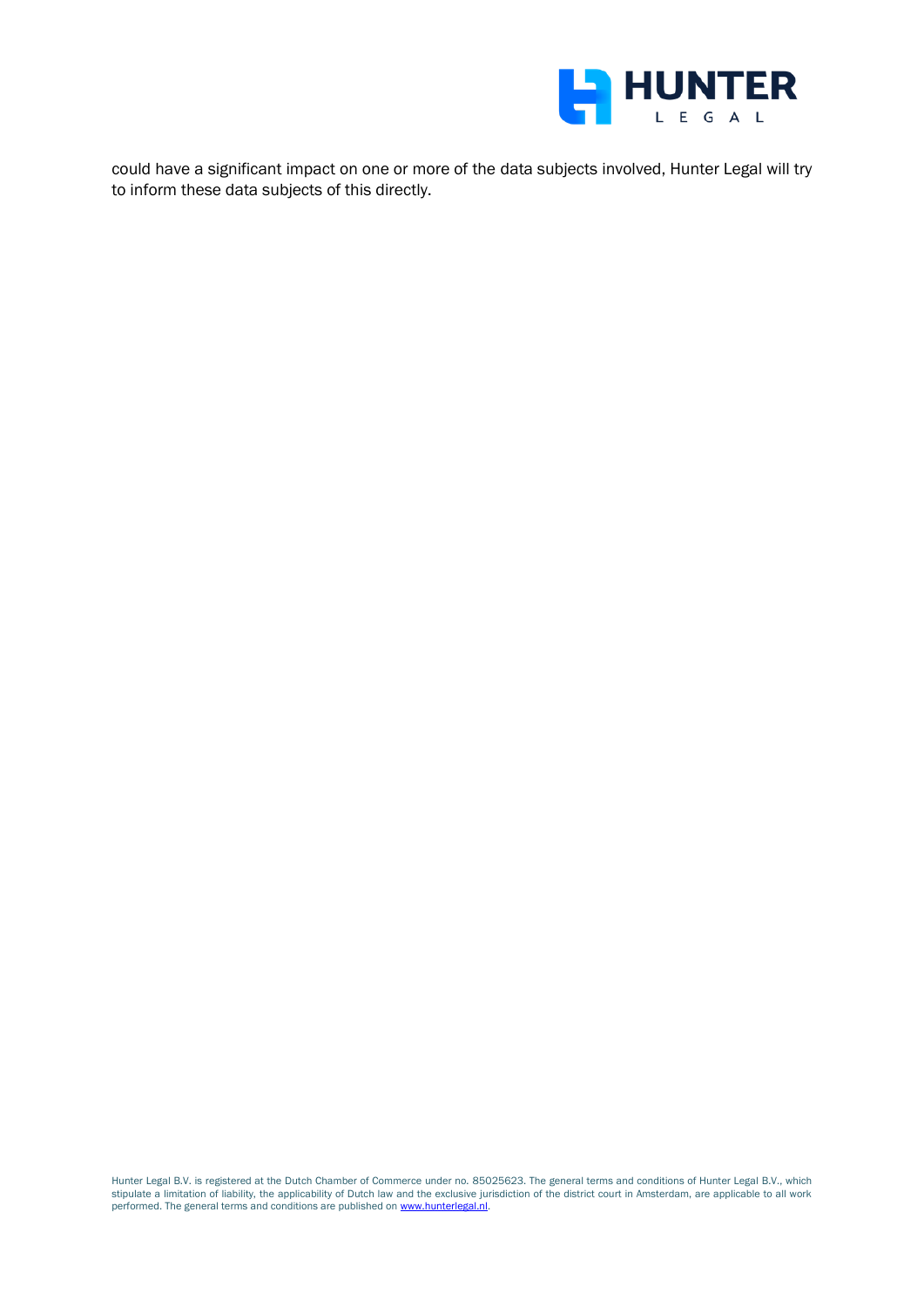could have a significant impact on one or more of the data subjects involved, Hunter Legal will try to inform these data subjects of this directly.